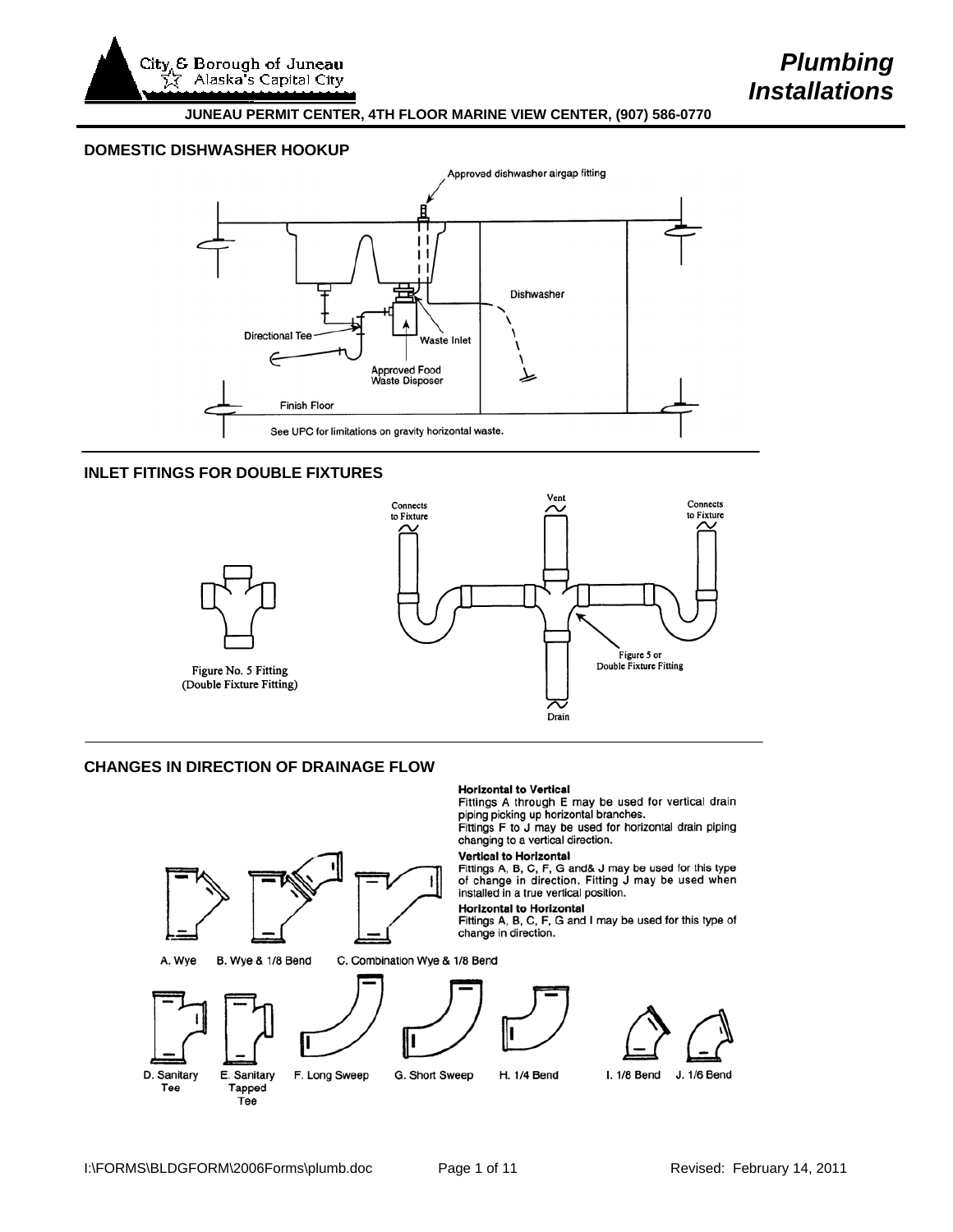# Plumbing Installations

**JUNEAU PERMIT CENTER, 4TH FLOOR MARINE VIEW CENTER, (907) 586-0770**

## DOMESTIC DISHWASHER HOOKUP

Approved dishwasher airgap fitting

Dishwasher

Directional Tee

Waste Inlet

Approved Food Waste Disposer

Finish Floor

See UPC for limitations on gravity horizontal waste.

## INLET FITTINGS FOR DOUBLE FIXTURES

Figure No. 5 Fitting (Double Fixture Fitting)

Connects to Fixture

Vent

Connects to Fixture

Figure 5 or Double Fixture Fitting

Drain

## CHANGES IN DIRECTION OF DRAINAGE FLOW

**Horizontal to Vertical**
Fittings A through E may be used for vertical drain piping picking up horizontal branches.
Fittings F to J may be used for horizontal drain piping changing to a vertical direction.

**Vertical to Horizontal**
Fittings A, B, C, F, G and& J may be used for this type of change in direction. Fitting J may be used when installed in a true vertical position.

**Horizontal to Horizontal**
Fittings A, B, C, F, G and I may be used for this type of change in direction.

A. Wye B. Wye & 1/8 Bend C. Combination Wye & 1/8 Bend

D. Sanitary Tee E. Sanitary Tapped Tee F. Long Sweep G. Short Sweep H. 1/4 Bend I. 1/6 Bend J. 1/6 Bend

I:\FORMS\BLDGFORM\2006Forms\plumb.doc Revised: February 14, 2011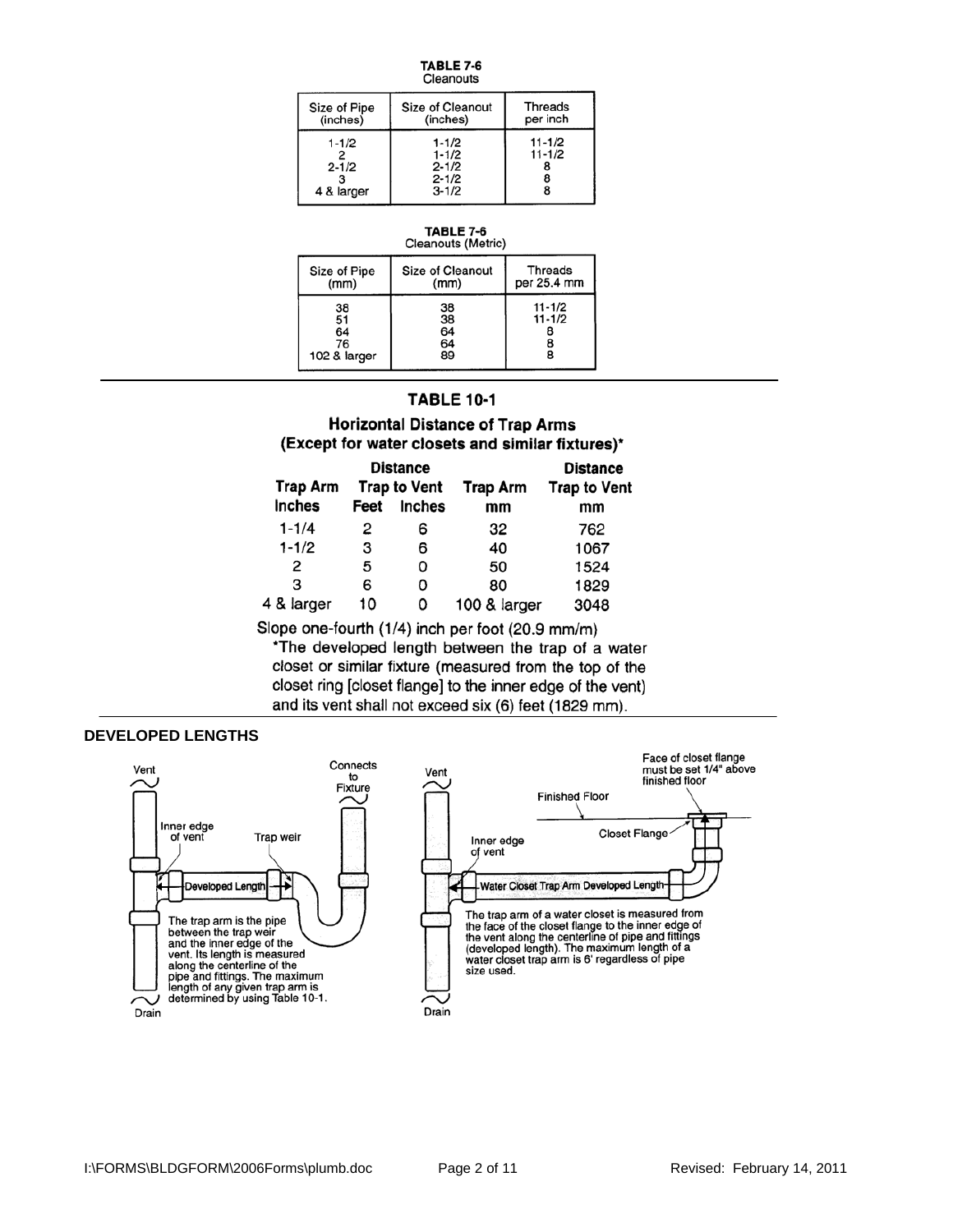**TABLE 7-6**
Cleanouts

| Size of Pipe (inches) | Size of Cleanout (inches) | Threads per inch |
|---|---|---|
| 1-1/2 | 1-1/2 | 11-1/2 |
| 2 | 1-1/2 | 11-1/2 |
| 2-1/2 | 2-1/2 | 8 |
| 3 | 2-1/2 | 8 |
| 4 & larger | 3-1/2 | 8 |

**TABLE 7-6**
Cleanouts (Metric)

| Size of Pipe (mm) | Size of Cleanout (mm) | Threads per 25.4 mm |
|---|---|---|
| 38 | 38 | 11-1/2 |
| 51 | 38 | 11-1/2 |
| 64 | 64 | 8 |
| 76 | 64 | 8 |
| 102 & larger | 89 | 8 |

## TABLE 10-1

### Horizontal Distance of Trap Arms (Except for water closets and similar fixtures)*

| Trap Arm Inches | Distance Trap to Vent Feet | Distance Trap to Vent Inches | Trap Arm mm | Distance Trap to Vent mm |
|---|---|---|---|---|
| 1-1/4 | 2 | 6 | 32 | 762 |
| 1-1/2 | 3 | 6 | 40 | 1067 |
| 2 | 5 | 0 | 50 | 1524 |
| 3 | 6 | 0 | 80 | 1829 |
| 4 & larger | 10 | 0 | 100 & larger | 3048 |

Slope one-fourth (1/4) inch per foot (20.9 mm/m)

*The developed length between the trap of a water closet or similar fixture (measured from the top of the closet ring [closet flange] to the inner edge of the vent) and its vent shall not exceed six (6) feet (1829 mm).

**DEVELOPED LENGTHS**

Vent

Connects to Fixture

Inner edge of vent

Trap weir

Developed Length

The trap arm is the pipe between the trap weir and the inner edge of the vent. Its length is measured along the centerline of the pipe and fittings. The maximum length of any given trap arm is determined by using Table 10-1.

Drain

Vent

Face of closet flange must be set 1/4" above finished floor

Finished Floor

Closet Flange

Inner edge of vent

Water Closet Trap Arm Developed Length

The trap arm of a water closet is measured from the face of the closet flange to the inner edge of the vent along the centerline of pipe and fittings (developed length). The maximum length of a water closet trap arm is 6' regardless of pipe size used.

Drain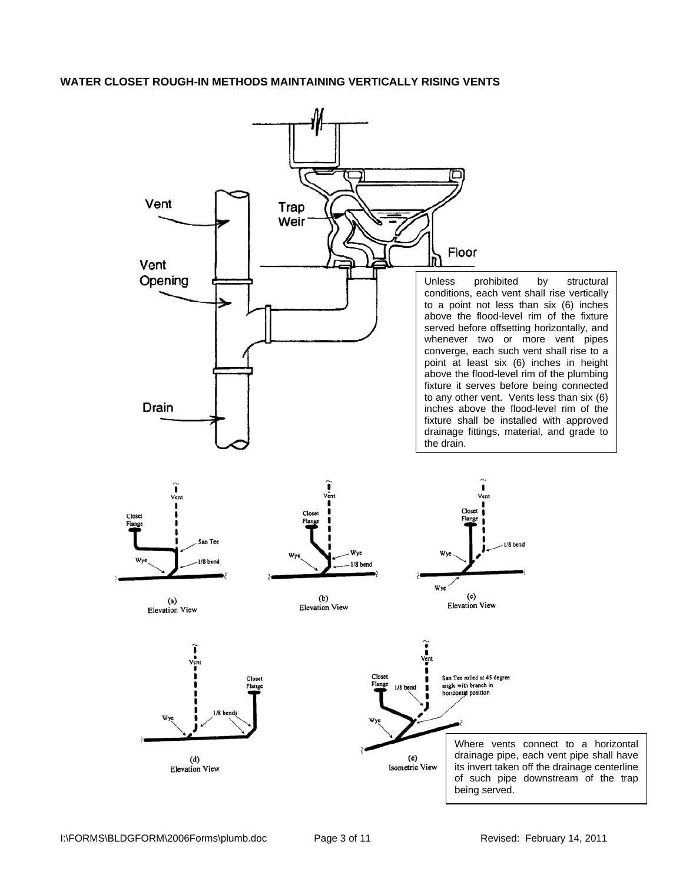**WATER CLOSET ROUGH-IN METHODS MAINTAINING VERTICALLY RISING VENTS**

Vent

Trap Weir

Floor

Vent Opening

Drain

Unless prohibited by structural conditions, each vent shall rise vertically to a point not less than six (6) inches above the flood-level rim of the fixture served before offsetting horizontally, and whenever two or more vent pipes converge, each such vent shall rise to a point at least six (6) inches in height above the flood-level rim of the plumbing fixture it serves before being connected to any other vent. Vents less than six (6) inches above the flood-level rim of the fixture shall be installed with approved drainage fittings, material, and grade to the drain.

Vent, Closet Flange, San Tee, Wye, 1/8 bend

(a) Elevation View

Vent, Closet Flange, Wye, Wye, 1/8 bend

(b) Elevation View

Vent, Closet Flange, 1/8 bend, Wye, Wye

(c) Elevation View

Vent, Closet Flange, Wye, 1/8 bends

(d) Elevation View

Vent, Closet Flange, 1/8 bend, San Tee rolled at 45 degree angle with branch in horizontal position, Wye

(e) Isometric View

Where vents connect to a horizontal drainage pipe, each vent pipe shall have its invert taken off the drainage centerline of such pipe downstream of the trap being served.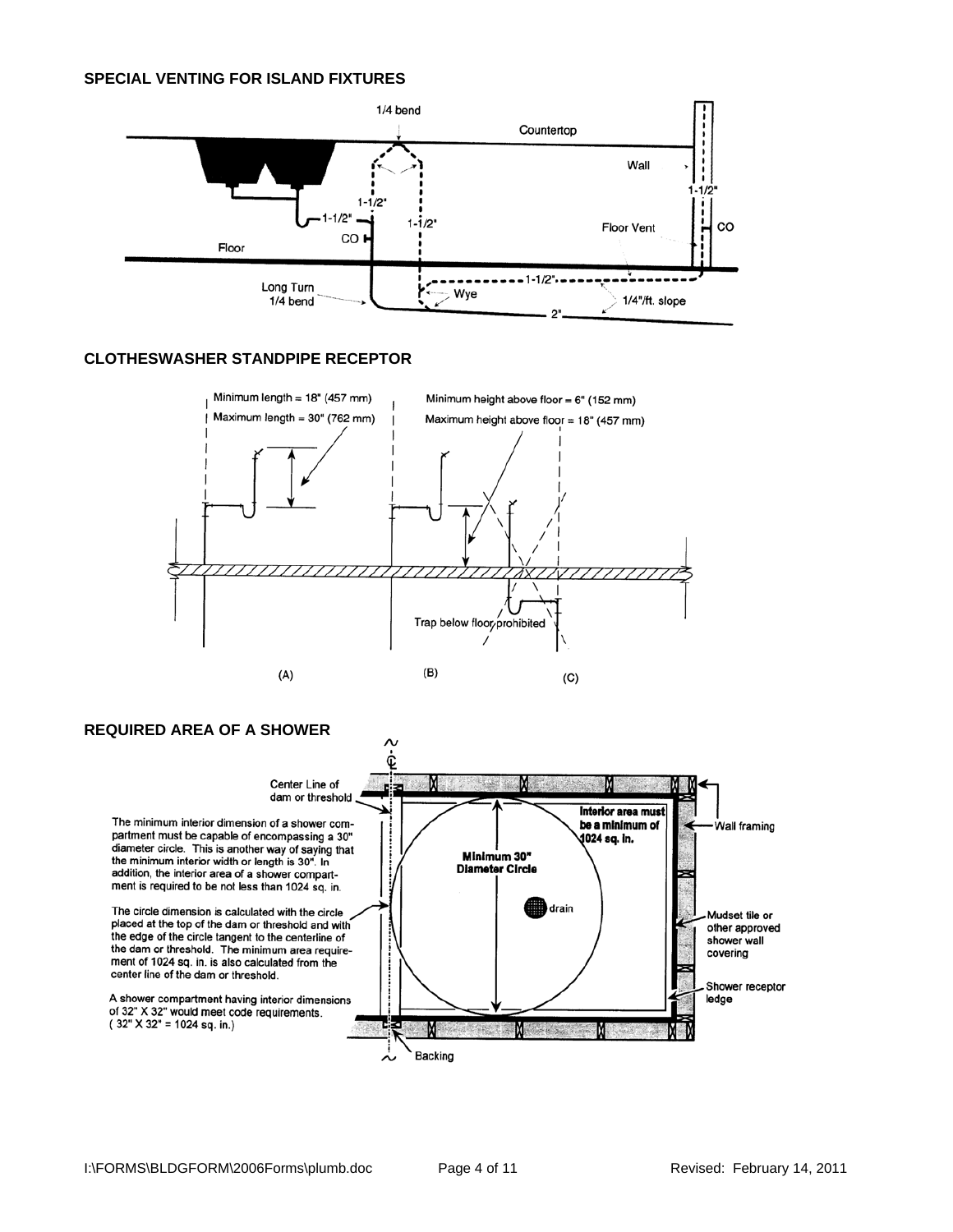## SPECIAL VENTING FOR ISLAND FIXTURES

1/4 bend

Countertop

Wall

1-1/2"

1-1/2"

1-1/2"

1-1/2"

CO

Floor Vent

CO

Floor

1-1/2"

Long Turn 1/4 bend

Wye

2"

1/4"/ft. slope

## CLOTHESWASHER STANDPIPE RECEPTOR

Minimum length = 18" (457 mm)

Maximum length = 30" (762 mm)

Minimum height above floor = 6" (152 mm)

Maximum height above floor = 18" (457 mm)

Trap below floor prohibited

(A) (B) (C)

## REQUIRED AREA OF A SHOWER

Center Line of dam or threshold

The minimum interior dimension of a shower compartment must be capable of encompassing a 30" diameter circle. This is another way of saying that the minimum interior width or length is 30". In addition, the interior area of a shower compartment is required to be not less than 1024 sq. in.

The circle dimension is calculated with the circle placed at the top of the dam or threshold and with the edge of the circle tangent to the centerline of the dam or threshold. The minimum area requirement of 1024 sq. in. is also calculated from the center line of the dam or threshold.

A shower compartment having interior dimensions of 32" X 32" would meet code requirements. ( 32" X 32" = 1024 sq. in.)

**Interior area must be a minimum of 1024 sq. in.**

**Minimum 30" Diameter Circle**

drain

Wall framing

Mudset tile or other approved shower wall covering

Shower receptor ledge

Backing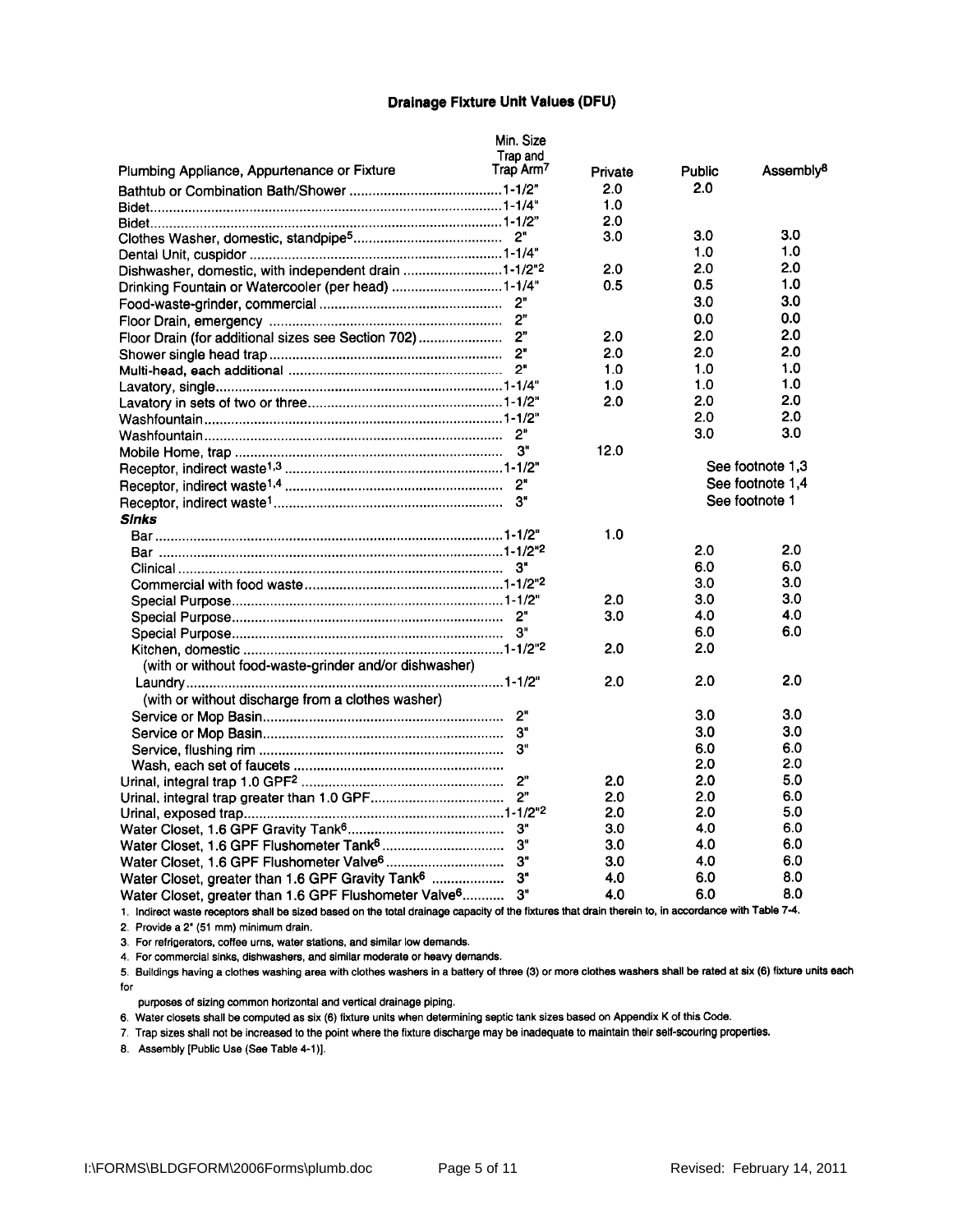## Drainage Fixture Unit Values (DFU)

| Plumbing Appliance, Appurtenance or Fixture | Min. Size Trap and Trap Arm[7] | Private | Public | Assembly[8] |
|---|---|---|---|---|
| Bathtub or Combination Bath/Shower | 1-1/2" | 2.0 | 2.0 | |
| Bidet | 1-1/4" | 1.0 | | |
| Bidet | 1-1/2" | 2.0 | | |
| Clothes Washer, domestic, standpipe[5] | 2" | 3.0 | 3.0 | 3.0 |
| Dental Unit, cuspidor | 1-1/4" | | 1.0 | 1.0 |
| Dishwasher, domestic, with independent drain | 1-1/2"[2] | 2.0 | 2.0 | 2.0 |
| Drinking Fountain or Watercooler (per head) | 1-1/4" | 0.5 | 0.5 | 1.0 |
| Food-waste-grinder, commercial | 2" | | 3.0 | 3.0 |
| Floor Drain, emergency | 2" | | 0.0 | 0.0 |
| Floor Drain (for additional sizes see Section 702) | 2" | 2.0 | 2.0 | 2.0 |
| Shower single head trap | 2" | 2.0 | 2.0 | 2.0 |
| Multi-head, each additional | 2" | 1.0 | 1.0 | 1.0 |
| Lavatory, single | 1-1/4" | 1.0 | 1.0 | 1.0 |
| Lavatory in sets of two or three | 1-1/2" | 2.0 | 2.0 | 2.0 |
| Washfountain | 1-1/2" | | 2.0 | 2.0 |
| Washfountain | 2" | | 3.0 | 3.0 |
| Mobile Home, trap | 3" | 12.0 | | |
| Receptor, indirect waste[1,3] | 1-1/2" | | See footnote 1,3 | |
| Receptor, indirect waste[1,4] | 2" | | See footnote 1,4 | |
| Receptor, indirect waste[1] | 3" | | See footnote 1 | |
| ***Sinks*** | | | | |
| Bar | 1-1/2" | 1.0 | | |
| Bar | 1-1/2"[2] | | 2.0 | 2.0 |
| Clinical | 3" | | 6.0 | 6.0 |
| Commercial with food waste | 1-1/2"[2] | | 3.0 | 3.0 |
| Special Purpose | 1-1/2" | 2.0 | 3.0 | 3.0 |
| Special Purpose | 2" | 3.0 | 4.0 | 4.0 |
| Special Purpose | 3" | | 6.0 | 6.0 |
| Kitchen, domestic (with or without food-waste-grinder and/or dishwasher) | 1-1/2"[2] | 2.0 | 2.0 | |
| Laundry (with or without discharge from a clothes washer) | 1-1/2" | 2.0 | 2.0 | 2.0 |
| Service or Mop Basin | 2" | | 3.0 | 3.0 |
| Service or Mop Basin | 3" | | 3.0 | 3.0 |
| Service, flushing rim | 3" | | 6.0 | 6.0 |
| Wash, each set of faucets | | | 2.0 | 2.0 |
| Urinal, integral trap 1.0 GPF[2] | 2" | 2.0 | 2.0 | 5.0 |
| Urinal, integral trap greater than 1.0 GPF | 2" | 2.0 | 2.0 | 6.0 |
| Urinal, exposed trap | 1-1/2"[2] | 2.0 | 2.0 | 5.0 |
| Water Closet, 1.6 GPF Gravity Tank[6] | 3" | 3.0 | 4.0 | 6.0 |
| Water Closet, 1.6 GPF Flushometer Tank[6] | 3" | 3.0 | 4.0 | 6.0 |
| Water Closet, 1.6 GPF Flushometer Valve[6] | 3" | 3.0 | 4.0 | 6.0 |
| Water Closet, greater than 1.6 GPF Gravity Tank[6] | 3" | 4.0 | 6.0 | 8.0 |
| Water Closet, greater than 1.6 GPF Flushometer Valve[6] | 3" | 4.0 | 6.0 | 8.0 |

1. Indirect waste receptors shall be sized based on the total drainage capacity of the fixtures that drain therein to, in accordance with Table 7-4.
2. Provide a 2" (51 mm) minimum drain.
3. For refrigerators, coffee urns, water stations, and similar low demands.
4. For commercial sinks, dishwashers, and similar moderate or heavy demands.
5. Buildings having a clothes washing area with clothes washers in a battery of three (3) or more clothes washers shall be rated at six (6) fixture units each for purposes of sizing common horizontal and vertical drainage piping.
6. Water closets shall be computed as six (6) fixture units when determining septic tank sizes based on Appendix K of this Code.
7. Trap sizes shall not be increased to the point where the fixture discharge may be inadequate to maintain their self-scouring properties.
8. Assembly [Public Use (See Table 4-1)].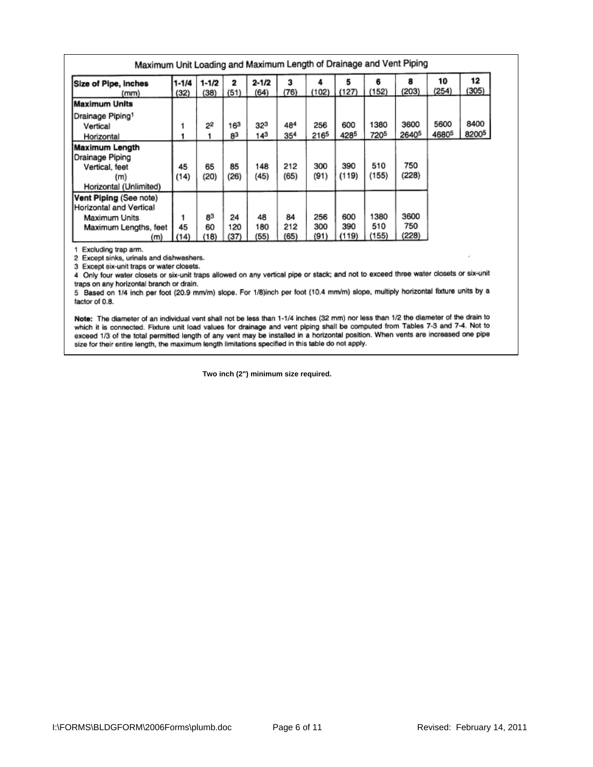## Maximum Unit Loading and Maximum Length of Drainage and Vent Piping

| Size of Pipe, inches (mm) | 1-1/4 (32) | 1-1/2 (38) | 2 (51) | 2-1/2 (64) | 3 (76) | 4 (102) | 5 (127) | 6 (152) | 8 (203) | 10 (254) | 12 (305) |
|---|---|---|---|---|---|---|---|---|---|---|---|
| **Maximum Units** | | | | | | | | | | | |
| Drainage Piping[1] | | | | | | | | | | | |
| Vertical | 1 | 2[2] | 16[3] | 32[3] | 48[4] | 256 | 600 | 1380 | 3600 | 5600 | 8400 |
| Horizontal | 1 | 1 | 8[3] | 14[3] | 35[4] | 216[5] | 428[5] | 720[5] | 2640[5] | 4680[5] | 8200[5] |
| **Maximum Length** | | | | | | | | | | | |
| Drainage Piping | | | | | | | | | | | |
| Vertical, feet | 45 | 65 | 85 | 148 | 212 | 300 | 390 | 510 | 750 | | |
| (m) | (14) | (20) | (26) | (45) | (65) | (91) | (119) | (155) | (228) | | |
| Horizontal (Unlimited) | | | | | | | | | | | |
| **Vent Piping** (See note) | | | | | | | | | | | |
| Horizontal and Vertical | | | | | | | | | | | |
| Maximum Units | 1 | 8[3] | 24 | 48 | 84 | 256 | 600 | 1380 | 3600 | | |
| Maximum Lengths, feet | 45 | 60 | 120 | 180 | 212 | 300 | 390 | 510 | 750 | | |
| (m) | (14) | (18) | (37) | (55) | (65) | (91) | (119) | (155) | (228) | | |

1 Excluding trap arm.
2 Except sinks, urinals and dishwashers.
3 Except six-unit traps or water closets.
4 Only four water closets or six-unit traps allowed on any vertical pipe or stack; and not to exceed three water closets or six-unit traps on any horizontal branch or drain.
5 Based on 1/4 inch per foot (20.9 mm/m) slope. For 1/8)inch per foot (10.4 mm/m) slope, multiply horizontal fixture units by a factor of 0.8.

**Note:** The diameter of an individual vent shall not be less than 1-1/4 inches (32 mm) nor less than 1/2 the diameter of the drain to which it is connected. Fixture unit load values for drainage and vent piping shall be computed from Tables 7-3 and 7-4. Not to exceed 1/3 of the total permitted length of any vent may be installed in a horizontal position. When vents are increased one pipe size for their entire length, the maximum length limitations specified in this table do not apply.

**Two inch (2") minimum size required.**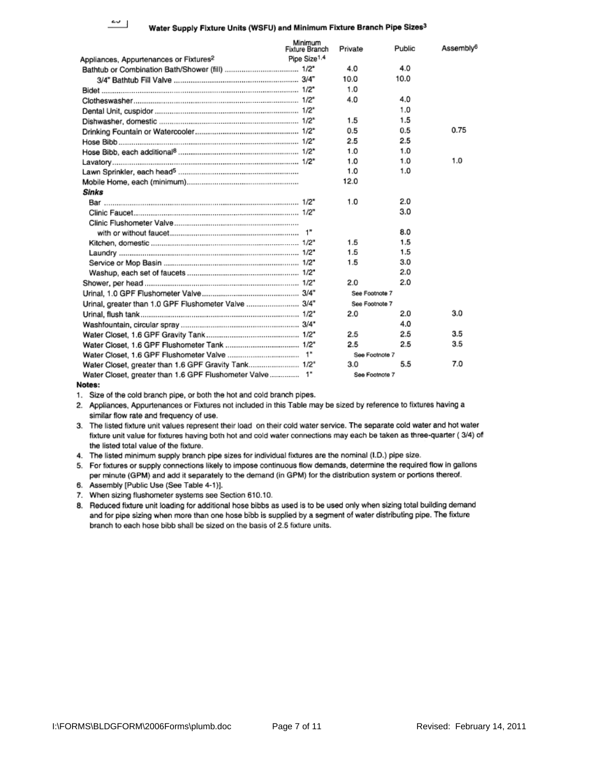## Water Supply Fixture Units (WSFU) and Minimum Fixture Branch Pipe Sizes[3]

| Appliances, Appurtenances or Fixtures[2] | Minimum Fixture Branch Pipe Size[1,4] | Private | Public | Assembly[6] |
|---|---|---|---|---|
| Bathtub or Combination Bath/Shower (fill) | 1/2" | 4.0 | 4.0 | |
| 3/4" Bathtub Fill Valve | 3/4" | 10.0 | 10.0 | |
| Bidet | 1/2" | 1.0 | | |
| Clotheswasher | 1/2" | 4.0 | 4.0 | |
| Dental Unit, cuspidor | 1/2" | | 1.0 | |
| Dishwasher, domestic | 1/2" | 1.5 | 1.5 | |
| Drinking Fountain or Watercooler | 1/2" | 0.5 | 0.5 | 0.75 |
| Hose Bibb | 1/2" | 2.5 | 2.5 | |
| Hose Bibb, each additional[8] | 1/2" | 1.0 | 1.0 | |
| Lavatory | 1/2" | 1.0 | 1.0 | 1.0 |
| Lawn Sprinkler, each head[5] | | 1.0 | 1.0 | |
| Mobile Home, each (minimum) | | 12.0 | | |
| ***Sinks*** | | | | |
| Bar | 1/2" | 1.0 | 2.0 | |
| Clinic Faucet | 1/2" | | 3.0 | |
| Clinic Flushometer Valve with or without faucet | 1" | | 8.0 | |
| Kitchen, domestic | 1/2" | 1.5 | 1.5 | |
| Laundry | 1/2" | 1.5 | 1.5 | |
| Service or Mop Basin | 1/2" | 1.5 | 3.0 | |
| Washup, each set of faucets | 1/2" | | 2.0 | |
| Shower, per head | 1/2" | 2.0 | 2.0 | |
| Urinal, 1.0 GPF Flushometer Valve | 3/4" | See Footnote 7 | | |
| Urinal, greater than 1.0 GPF Flushometer Valve | 3/4" | See Footnote 7 | | |
| Urinal, flush tank | 1/2" | 2.0 | 2.0 | 3.0 |
| Washfountain, circular spray | 3/4" | | 4.0 | |
| Water Closet, 1.6 GPF Gravity Tank | 1/2" | 2.5 | 2.5 | 3.5 |
| Water Closet, 1.6 GPF Flushometer Tank | 1/2" | 2.5 | 2.5 | 3.5 |
| Water Closet, 1.6 GPF Flushometer Valve | 1" | See Footnote 7 | | |
| Water Closet, greater than 1.6 GPF Gravity Tank | 1/2" | 3.0 | 5.5 | 7.0 |
| Water Closet, greater than 1.6 GPF Flushometer Valve | 1" | See Footnote 7 | | |

**Notes:**

1. Size of the cold branch pipe, or both the hot and cold branch pipes.
2. Appliances, Appurtenances or Fixtures not included in this Table may be sized by reference to fixtures having a similar flow rate and frequency of use.
3. The listed fixture unit values represent their load on their cold water service. The separate cold water and hot water fixture unit value for fixtures having both hot and cold water connections may each be taken as three-quarter ( 3/4) of the listed total value of the fixture.
4. The listed minimum supply branch pipe sizes for individual fixtures are the nominal (I.D.) pipe size.
5. For fixtures or supply connections likely to impose continuous flow demands, determine the required flow in gallons per minute (GPM) and add it separately to the demand (in GPM) for the distribution system or portions thereof.
6. Assembly [Public Use (See Table 4-1)].
7. When sizing flushometer systems see Section 610.10.
8. Reduced fixture unit loading for additional hose bibbs as used is to be used only when sizing total building demand and for pipe sizing when more than one hose bibb is supplied by a segment of water distributing pipe. The fixture branch to each hose bibb shall be sized on the basis of 2.5 fixture units.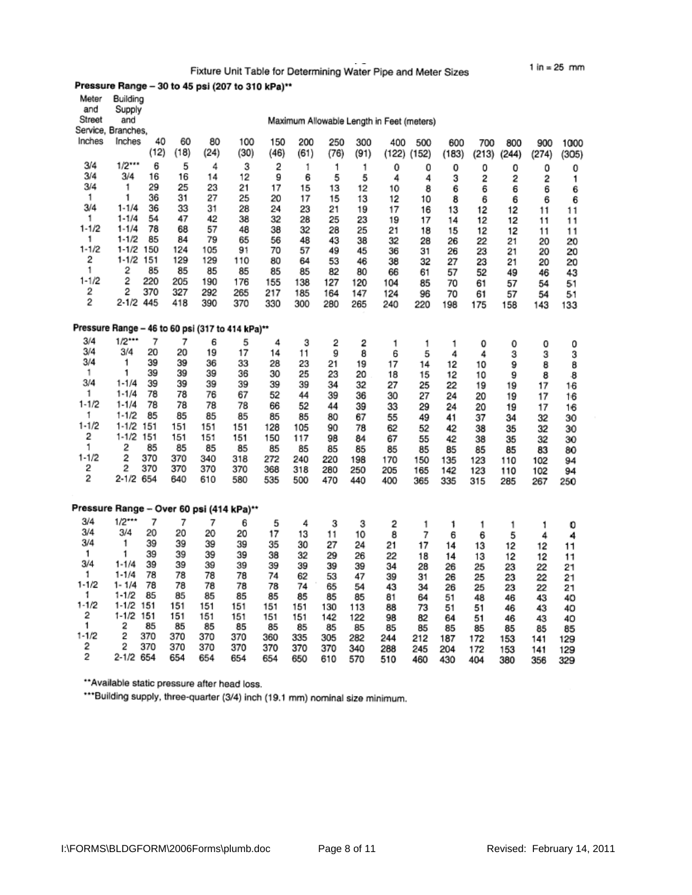## Fixture Unit Table for Determining Water Pipe and Meter Sizes

1 in = 25 mm

### Pressure Range – 30 to 45 psi (207 to 310 kPa)**

| Meter and Street Service, Inches | Building Supply and Branches, Inches | Maximum Allowable Length in Feet (meters) | | | | | | | | | | | | | | |
|---|---|---|---|---|---|---|---|---|---|---|---|---|---|---|---|---|
| | | 40 (12) | 60 (18) | 80 (24) | 100 (30) | 150 (46) | 200 (61) | 250 (76) | 300 (91) | 400 (122) | 500 (152) | 600 (183) | 700 (213) | 800 (244) | 900 (274) | 1000 (305) |
| 3/4 | 1/2*** | 6 | 5 | 4 | 3 | 2 | 1 | 1 | 1 | 0 | 0 | 0 | 0 | 0 | 0 | 0 |
| 3/4 | 3/4 | 16 | 16 | 14 | 12 | 9 | 6 | 5 | 5 | 4 | 4 | 3 | 2 | 2 | 2 | 1 |
| 3/4 | 1 | 29 | 25 | 23 | 21 | 17 | 15 | 13 | 12 | 10 | 8 | 6 | 6 | 6 | 6 | 6 |
| 1 | 1 | 36 | 31 | 27 | 25 | 20 | 17 | 15 | 13 | 12 | 10 | 8 | 6 | 6 | 6 | 6 |
| 3/4 | 1-1/4 | 36 | 33 | 31 | 28 | 24 | 23 | 21 | 19 | 17 | 16 | 13 | 12 | 12 | 11 | 11 |
| 1 | 1-1/4 | 54 | 47 | 42 | 38 | 32 | 28 | 25 | 23 | 19 | 17 | 14 | 12 | 12 | 11 | 11 |
| 1-1/2 | 1-1/4 | 78 | 68 | 57 | 48 | 38 | 32 | 28 | 25 | 21 | 18 | 15 | 12 | 12 | 11 | 11 |
| 1 | 1-1/2 | 85 | 84 | 79 | 65 | 56 | 48 | 43 | 38 | 32 | 28 | 26 | 22 | 21 | 20 | 20 |
| 1-1/2 | 1-1/2 | 150 | 124 | 105 | 91 | 70 | 57 | 49 | 45 | 36 | 31 | 26 | 23 | 21 | 20 | 20 |
| 2 | 1-1/2 | 151 | 129 | 129 | 110 | 80 | 64 | 53 | 46 | 38 | 32 | 27 | 23 | 21 | 20 | 20 |
| 1 | 2 | 85 | 85 | 85 | 85 | 85 | 85 | 82 | 80 | 66 | 61 | 57 | 52 | 49 | 46 | 43 |
| 1-1/2 | 2 | 220 | 205 | 190 | 176 | 155 | 138 | 127 | 120 | 104 | 85 | 70 | 61 | 57 | 54 | 51 |
| 2 | 2 | 370 | 327 | 292 | 265 | 217 | 185 | 164 | 147 | 124 | 96 | 70 | 61 | 57 | 54 | 51 |
| 2 | 2-1/2 | 445 | 418 | 390 | 370 | 330 | 300 | 280 | 265 | 240 | 220 | 198 | 175 | 158 | 143 | 133 |

### Pressure Range – 46 to 60 psi (317 to 414 kPa)**

| Meter and Street Service, Inches | Building Supply and Branches, Inches | 40 (12) | 60 (18) | 80 (24) | 100 (30) | 150 (46) | 200 (61) | 250 (76) | 300 (91) | 400 (122) | 500 (152) | 600 (183) | 700 (213) | 800 (244) | 900 (274) | 1000 (305) |
|---|---|---|---|---|---|---|---|---|---|---|---|---|---|---|---|---|
| 3/4 | 1/2*** | 7 | 7 | 6 | 5 | 4 | 3 | 2 | 2 | 1 | 1 | 1 | 0 | 0 | 0 | 0 |
| 3/4 | 3/4 | 20 | 20 | 19 | 17 | 14 | 11 | 9 | 8 | 6 | 5 | 4 | 4 | 3 | 3 | 3 |
| 3/4 | 1 | 39 | 39 | 36 | 33 | 28 | 23 | 21 | 19 | 17 | 14 | 12 | 10 | 9 | 8 | 8 |
| 1 | 1 | 39 | 39 | 39 | 36 | 30 | 25 | 23 | 20 | 18 | 15 | 12 | 10 | 9 | 8 | 8 |
| 3/4 | 1-1/4 | 39 | 39 | 39 | 39 | 39 | 39 | 34 | 32 | 27 | 25 | 22 | 19 | 19 | 17 | 16 |
| 1 | 1-1/4 | 78 | 78 | 76 | 67 | 52 | 44 | 39 | 36 | 30 | 27 | 24 | 20 | 19 | 17 | 16 |
| 1-1/2 | 1-1/4 | 78 | 78 | 78 | 78 | 66 | 52 | 44 | 39 | 33 | 29 | 24 | 20 | 19 | 17 | 16 |
| 1 | 1-1/2 | 85 | 85 | 85 | 85 | 85 | 85 | 80 | 67 | 55 | 49 | 41 | 37 | 34 | 32 | 30 |
| 1-1/2 | 1-1/2 | 151 | 151 | 151 | 151 | 128 | 105 | 90 | 78 | 62 | 52 | 42 | 38 | 35 | 32 | 30 |
| 2 | 1-1/2 | 151 | 151 | 151 | 151 | 150 | 117 | 98 | 84 | 67 | 55 | 42 | 38 | 35 | 32 | 30 |
| 1 | 2 | 85 | 85 | 85 | 85 | 85 | 85 | 85 | 85 | 85 | 85 | 85 | 85 | 85 | 83 | 80 |
| 1-1/2 | 2 | 370 | 370 | 340 | 318 | 272 | 240 | 220 | 198 | 170 | 150 | 135 | 123 | 110 | 102 | 94 |
| 2 | 2 | 370 | 370 | 370 | 370 | 368 | 318 | 280 | 250 | 205 | 165 | 142 | 123 | 110 | 102 | 94 |
| 2 | 2-1/2 | 654 | 640 | 610 | 580 | 535 | 500 | 470 | 440 | 400 | 365 | 335 | 315 | 285 | 267 | 250 |

### Pressure Range – Over 60 psi (414 kPa)**

| Meter and Street Service, Inches | Building Supply and Branches, Inches | 40 (12) | 60 (18) | 80 (24) | 100 (30) | 150 (46) | 200 (61) | 250 (76) | 300 (91) | 400 (122) | 500 (152) | 600 (183) | 700 (213) | 800 (244) | 900 (274) | 1000 (305) |
|---|---|---|---|---|---|---|---|---|---|---|---|---|---|---|---|---|
| 3/4 | 1/2*** | 7 | 7 | 7 | 6 | 5 | 4 | 3 | 3 | 2 | 1 | 1 | 1 | 1 | 1 | 0 |
| 3/4 | 3/4 | 20 | 20 | 20 | 20 | 17 | 13 | 11 | 10 | 8 | 7 | 6 | 6 | 5 | 4 | 4 |
| 3/4 | 1 | 39 | 39 | 39 | 39 | 35 | 30 | 27 | 24 | 21 | 17 | 14 | 13 | 12 | 12 | 11 |
| 1 | 1 | 39 | 39 | 39 | 39 | 38 | 32 | 29 | 26 | 22 | 18 | 14 | 13 | 12 | 12 | 11 |
| 3/4 | 1-1/4 | 39 | 39 | 39 | 39 | 39 | 39 | 39 | 39 | 34 | 28 | 26 | 25 | 23 | 22 | 21 |
| 1 | 1-1/4 | 78 | 78 | 78 | 78 | 74 | 62 | 53 | 47 | 39 | 31 | 26 | 25 | 23 | 22 | 21 |
| 1-1/2 | 1- 1/4 | 78 | 78 | 78 | 78 | 78 | 74 | 65 | 54 | 43 | 34 | 26 | 25 | 23 | 22 | 21 |
| 1 | 1-1/2 | 85 | 85 | 85 | 85 | 85 | 85 | 85 | 85 | 81 | 64 | 51 | 48 | 46 | 43 | 40 |
| 1-1/2 | 1-1/2 | 151 | 151 | 151 | 151 | 151 | 151 | 130 | 113 | 88 | 73 | 51 | 51 | 46 | 43 | 40 |
| 2 | 1-1/2 | 151 | 151 | 151 | 151 | 151 | 151 | 142 | 122 | 98 | 82 | 64 | 51 | 46 | 43 | 40 |
| 1 | 2 | 85 | 85 | 85 | 85 | 85 | 85 | 85 | 85 | 85 | 85 | 85 | 85 | 85 | 85 | 85 |
| 1-1/2 | 2 | 370 | 370 | 370 | 370 | 360 | 335 | 305 | 282 | 244 | 212 | 187 | 172 | 153 | 141 | 129 |
| 2 | 2 | 370 | 370 | 370 | 370 | 370 | 370 | 370 | 340 | 288 | 245 | 204 | 172 | 153 | 141 | 129 |
| 2 | 2-1/2 | 654 | 654 | 654 | 654 | 654 | 650 | 610 | 570 | 510 | 460 | 430 | 404 | 380 | 356 | 329 |

**Available static pressure after head loss.

***Building supply, three-quarter (3/4) inch (19.1 mm) nominal size minimum.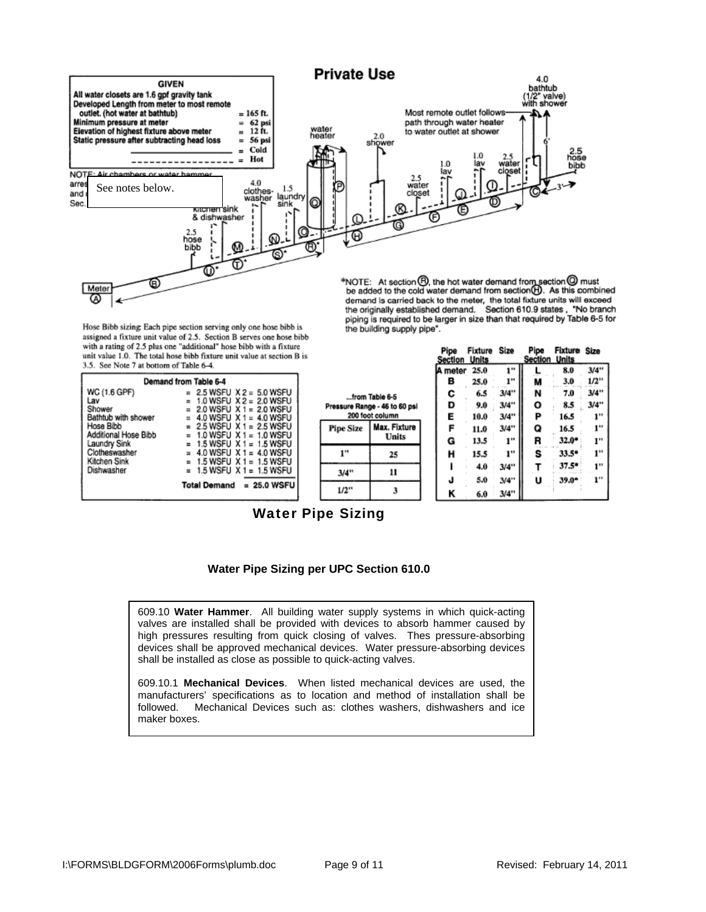# Private Use

**GIVEN**

All water closets are 1.6 gpf gravity tank
Developed Length from meter to most remote outlet. (hot water at bathtub) = 165 ft.
Minimum pressure at meter = 62 psi
Elevation of highest fixture above meter = 12 ft.
Static pressure after subtracting head loss = 56 psi
\_\_\_\_\_\_\_\_\_\_ = Cold
\- - - - - - - - - = Hot

NOTE: See notes below.

Hose Bibb sizing: Each pipe section serving only one hose bibb is assigned a fixture unit value of 2.5. Section B serves one hose bibb with a rating of 2.5 plus one "additional" hose bibb with a fixture unit value 1.0. The total hose bibb fixture unit value at section B is 3.5. See Note 7 at bottom of Table 6-4.

*NOTE: At section (R), the hot water demand from section (Q) must be added to the cold water demand from section (H). As this combined demand is carried back to the meter, the total fixture units will exceed the originally established demand. Section 610.9 states, "No branch piping is required to be larger in size than that required by Table 6-5 for the building supply pipe".

**Demand from Table 6-4**

| Fixture | Demand |
|---|---|
| WC (1.6 GPF) | = 2.5 WSFU X 2 = 5.0 WSFU |
| Lav | = 1.0 WSFU X 2 = 2.0 WSFU |
| Shower | = 2.0 WSFU X 1 = 2.0 WSFU |
| Bathtub with shower | = 4.0 WSFU X 1 = 4.0 WSFU |
| Hose Bibb | = 2.5 WSFU X 1 = 2.5 WSFU |
| Additional Hose Bibb | = 1.0 WSFU X 1 = 1.0 WSFU |
| Laundry Sink | = 1.5 WSFU X 1 = 1.5 WSFU |
| Clotheswasher | = 4.0 WSFU X 1 = 4.0 WSFU |
| Kitchen Sink | = 1.5 WSFU X 1 = 1.5 WSFU |
| Dishwasher | = 1.5 WSFU X 1 = 1.5 WSFU |
| **Total Demand** | **= 25.0 WSFU** |

...from Table 6-5
Pressure Range - 46 to 60 psi
200 foot column

| Pipe Size | Max. Fixture Units |
|---|---|
| 1" | 25 |
| 3/4" | 11 |
| 1/2" | 3 |

| Pipe Section | Fixture Units | Size | Pipe Section | Fixture Units | Size |
|---|---|---|---|---|---|
| A meter | 25.0 | 1" | L | 8.0 | 3/4" |
| B | 25.0 | 1" | M | 3.0 | 1/2" |
| C | 6.5 | 3/4" | N | 7.0 | 3/4" |
| D | 9.0 | 3/4" | O | 8.5 | 3/4" |
| E | 10.0 | 3/4" | P | 16.5 | 1" |
| F | 11.0 | 3/4" | Q | 16.5 | 1" |
| G | 13.5 | 1" | R | 32.0* | 1" |
| H | 15.5 | 1" | S | 33.5* | 1" |
| I | 4.0 | 3/4" | T | 37.5* | 1" |
| J | 5.0 | 3/4" | U | 39.0* | 1" |
| K | 6.0 | 3/4" | | | |

**Water Pipe Sizing**

**Water Pipe Sizing per UPC Section 610.0**

609.10 **Water Hammer**. All building water supply systems in which quick-acting valves are installed shall be provided with devices to absorb hammer caused by high pressures resulting from quick closing of valves. Thes pressure-absorbing devices shall be approved mechanical devices. Water pressure-absorbing devices shall be installed as close as possible to quick-acting valves.

609.10.1 **Mechanical Devices**. When listed mechanical devices are used, the manufacturers' specifications as to location and method of installation shall be followed. Mechanical Devices such as: clothes washers, dishwashers and ice maker boxes.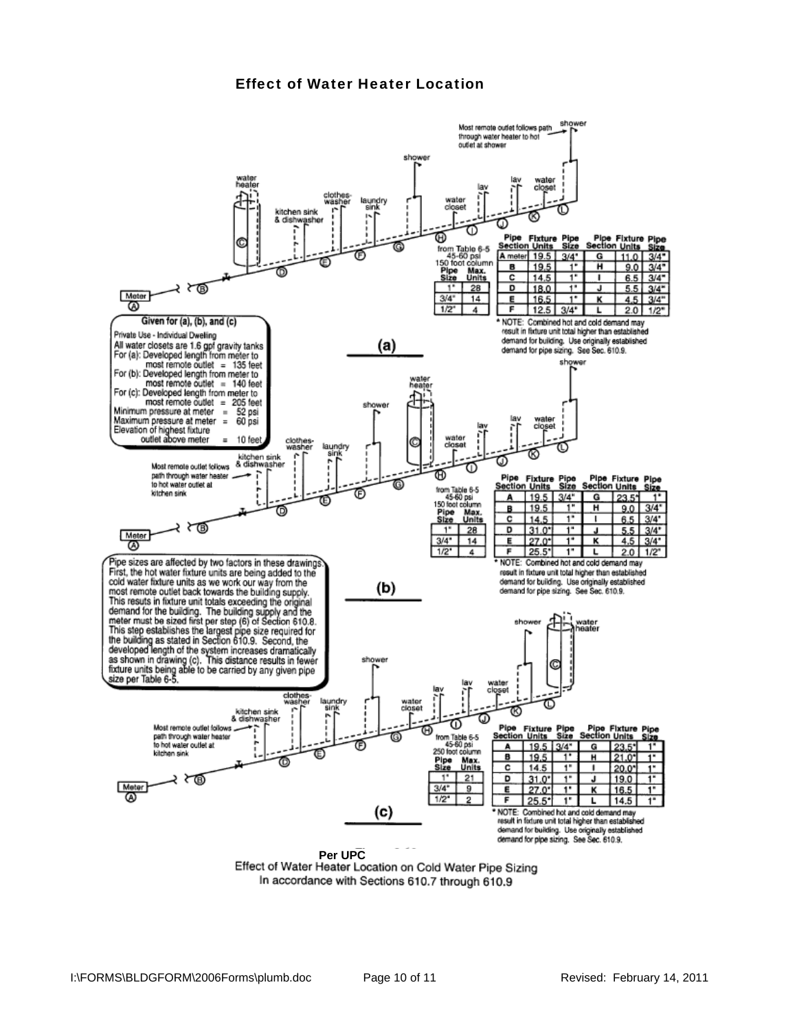## Effect of Water Heater Location

### (a)

Most remote outlet follows path through water heater to hot outlet at shower

from Table 6-5, 45-60 psi, 150 foot column

| Pipe Size | Max. Units |
|---|---|
| 1" | 28 |
| 3/4" | 14 |
| 1/2" | 4 |

| Pipe Section | Fixture Units | Pipe Size | Pipe Section | Fixture Units | Pipe Size |
|---|---|---|---|---|---|
| A meter | 19.5 | 3/4" | G | 11.0 | 3/4" |
| B | 19.5 | 1" | H | 9.0 | 3/4" |
| C | 14.5 | 1" | I | 6.5 | 3/4" |
| D | 18.0 | 1" | J | 5.5 | 3/4" |
| E | 16.5 | 1" | K | 4.5 | 3/4" |
| F | 12.5 | 3/4" | L | 2.0 | 1/2" |

\* NOTE: Combined hot and cold demand may result in fixture unit total higher than established demand for building. Use originally established demand for pipe sizing. See Sec. 610.9.

**Given for (a), (b), and (c)**

Private Use - Individual Dwelling
All water closets are 1.6 gpf gravity tanks
For (a): Developed length from meter to most remote outlet = 135 feet
For (b): Developed length from meter to most remote outlet = 140 feet
For (c): Developed length from meter to most remote outlet = 205 feet
Minimum pressure at meter = 52 psi
Maximum pressure at meter = 60 psi
Elevation of highest fixture outlet above meter = 10 feet

### (b)

Most remote outlet follows path through water heater to hot water outlet at kitchen sink

from Table 6-5, 45-60 psi, 150 foot column

| Pipe Size | Max. Units |
|---|---|
| 1" | 28 |
| 3/4" | 14 |
| 1/2" | 4 |

| Pipe Section | Fixture Units | Pipe Size | Pipe Section | Fixture Units | Pipe Size |
|---|---|---|---|---|---|
| A | 19.5 | 3/4" | G | 23.5* | 1" |
| B | 19.5 | 1" | H | 9.0 | 3/4" |
| C | 14.5 | 1" | I | 6.5 | 3/4" |
| D | 31.0* | 1" | J | 5.5 | 3/4" |
| E | 27.0* | 1" | K | 4.5 | 3/4" |
| F | 25.5* | 1" | L | 2.0 | 1/2" |

\* NOTE: Combined hot and cold demand may result in fixture unit total higher than established demand for building. Use originally established demand for pipe sizing. See Sec. 610.9.

Pipe sizes are affected by two factors in these drawings. First, the hot water fixture units are being added to the cold water fixture units as we work our way from the most remote outlet back towards the building supply. This resuts in fixture unit totals exceeding the original demand for the building. The building supply and the meter must be sized first per step (6) of Section 610.8. This step establishes the largest pipe size required for the building as stated in Section 610.9. Second, the developed length of the system increases dramatically as shown in drawing (c). This distance results in fewer fixture units being able to be carried by any given pipe size per Table 6-5.

### (c)

Most remote outlet follows path through water heater to hot water outlet at kitchen sink

from Table 6-5, 45-60 psi, 250 foot column

| Pipe Size | Max. Units |
|---|---|
| 1" | 21 |
| 3/4" | 9 |
| 1/2" | 2 |

| Pipe Section | Fixture Units | Pipe Size | Pipe Section | Fixture Units | Pipe Size |
|---|---|---|---|---|---|
| A | 19.5 | 3/4" | G | 23.5* | 1" |
| B | 19.5 | 1" | H | 21.0* | 1" |
| C | 14.5 | 1" | I | 20.0* | 1" |
| D | 31.0* | 1" | J | 19.0 | 1" |
| E | 27.0* | 1" | K | 16.5 | 1" |
| F | 25.5* | 1" | L | 14.5 | 1" |

\* NOTE: Combined hot and cold demand may result in fixture unit total higher than established demand for building. Use originally established demand for pipe sizing. See Sec. 610.9.

**Per UPC**

Effect of Water Heater Location on Cold Water Pipe Sizing
In accordance with Sections 610.7 through 610.9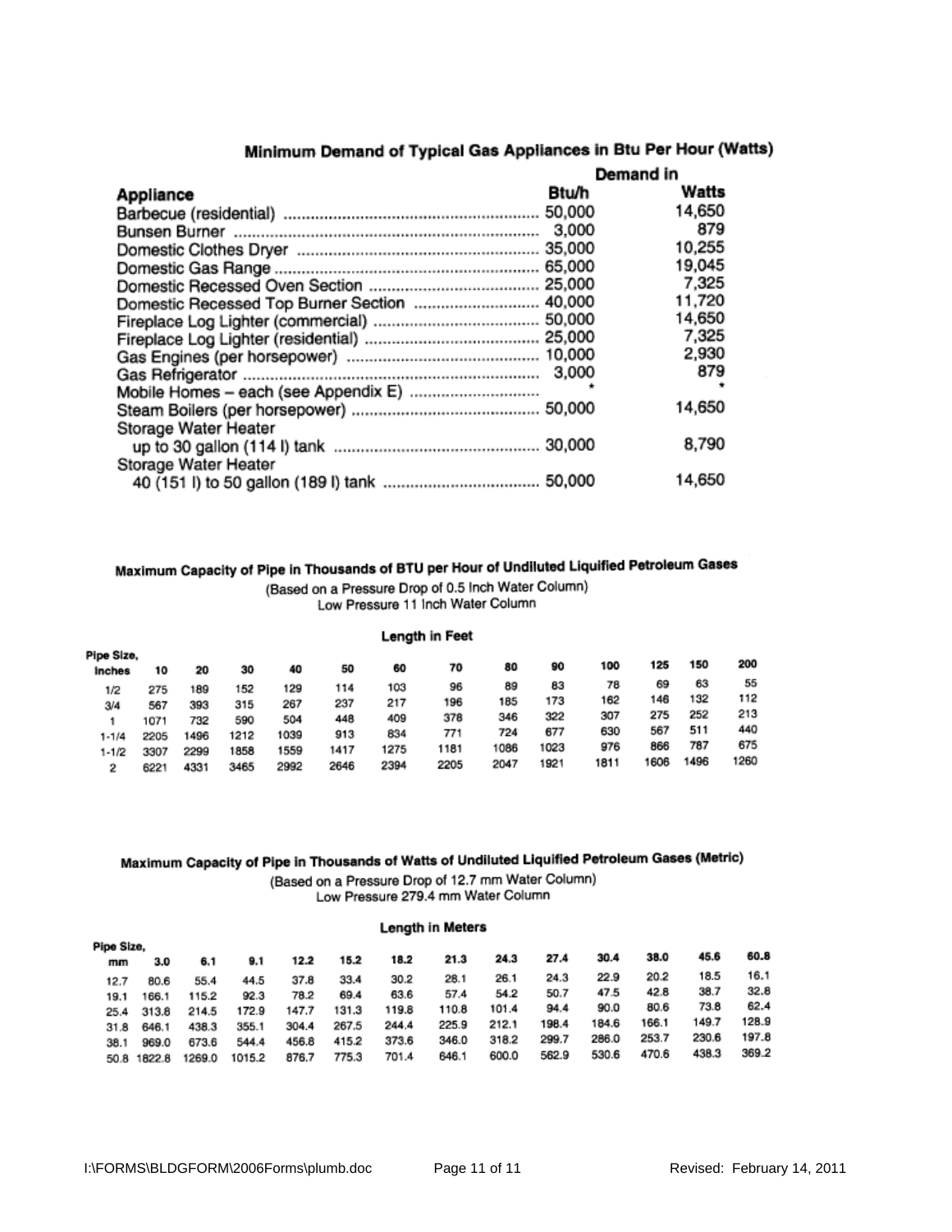## Minimum Demand of Typical Gas Appliances in Btu Per Hour (Watts)

| Appliance | Demand in Btu/h | Demand in Watts |
|---|---|---|
| Barbecue (residential) | 50,000 | 14,650 |
| Bunsen Burner | 3,000 | 879 |
| Domestic Clothes Dryer | 35,000 | 10,255 |
| Domestic Gas Range | 65,000 | 19,045 |
| Domestic Recessed Oven Section | 25,000 | 7,325 |
| Domestic Recessed Top Burner Section | 40,000 | 11,720 |
| Fireplace Log Lighter (commercial) | 50,000 | 14,650 |
| Fireplace Log Lighter (residential) | 25,000 | 7,325 |
| Gas Engines (per horsepower) | 10,000 | 2,930 |
| Gas Refrigerator | 3,000 | 879 |
| Mobile Homes – each (see Appendix E) | * | * |
| Steam Boilers (per horsepower) | 50,000 | 14,650 |
| Storage Water Heater up to 30 gallon (114 l) tank | 30,000 | 8,790 |
| Storage Water Heater 40 (151 l) to 50 gallon (189 l) tank | 50,000 | 14,650 |

## Maximum Capacity of Pipe in Thousands of BTU per Hour of Undiluted Liquified Petroleum Gases

(Based on a Pressure Drop of 0.5 Inch Water Column)
Low Pressure 11 Inch Water Column

| Pipe Size, Inches | Length in Feet 10 | 20 | 30 | 40 | 50 | 60 | 70 | 80 | 90 | 100 | 125 | 150 | 200 |
|---|---|---|---|---|---|---|---|---|---|---|---|---|---|
| 1/2 | 275 | 189 | 152 | 129 | 114 | 103 | 96 | 89 | 83 | 78 | 69 | 63 | 55 |
| 3/4 | 567 | 393 | 315 | 267 | 237 | 217 | 196 | 185 | 173 | 162 | 146 | 132 | 112 |
| 1 | 1071 | 732 | 590 | 504 | 448 | 409 | 378 | 346 | 322 | 307 | 275 | 252 | 213 |
| 1-1/4 | 2205 | 1496 | 1212 | 1039 | 913 | 834 | 771 | 724 | 677 | 630 | 567 | 511 | 440 |
| 1-1/2 | 3307 | 2299 | 1858 | 1559 | 1417 | 1275 | 1181 | 1086 | 1023 | 976 | 866 | 787 | 675 |
| 2 | 6221 | 4331 | 3465 | 2992 | 2646 | 2394 | 2205 | 2047 | 1921 | 1811 | 1606 | 1496 | 1260 |

## Maximum Capacity of Pipe in Thousands of Watts of Undiluted Liquified Petroleum Gases (Metric)

(Based on a Pressure Drop of 12.7 mm Water Column)
Low Pressure 279.4 mm Water Column

| Pipe Size, mm | Length in Meters 3.0 | 6.1 | 9.1 | 12.2 | 15.2 | 18.2 | 21.3 | 24.3 | 27.4 | 30.4 | 38.0 | 45.6 | 60.8 |
|---|---|---|---|---|---|---|---|---|---|---|---|---|---|
| 12.7 | 80.6 | 55.4 | 44.5 | 37.8 | 33.4 | 30.2 | 28.1 | 26.1 | 24.3 | 22.9 | 20.2 | 18.5 | 16.1 |
| 19.1 | 166.1 | 115.2 | 92.3 | 78.2 | 69.4 | 63.6 | 57.4 | 54.2 | 50.7 | 47.5 | 42.8 | 38.7 | 32.8 |
| 25.4 | 313.8 | 214.5 | 172.9 | 147.7 | 131.3 | 119.8 | 110.8 | 101.4 | 94.4 | 90.0 | 80.6 | 73.8 | 62.4 |
| 31.8 | 646.1 | 438.3 | 355.1 | 304.4 | 267.5 | 244.4 | 225.9 | 212.1 | 198.4 | 184.6 | 166.1 | 149.7 | 128.9 |
| 38.1 | 969.0 | 673.6 | 544.4 | 456.8 | 415.2 | 373.6 | 346.0 | 318.2 | 299.7 | 286.0 | 253.7 | 230.6 | 197.8 |
| 50.8 | 1822.8 | 1269.0 | 1015.2 | 876.7 | 775.3 | 701.4 | 646.1 | 600.0 | 562.9 | 530.6 | 470.6 | 438.3 | 369.2 |